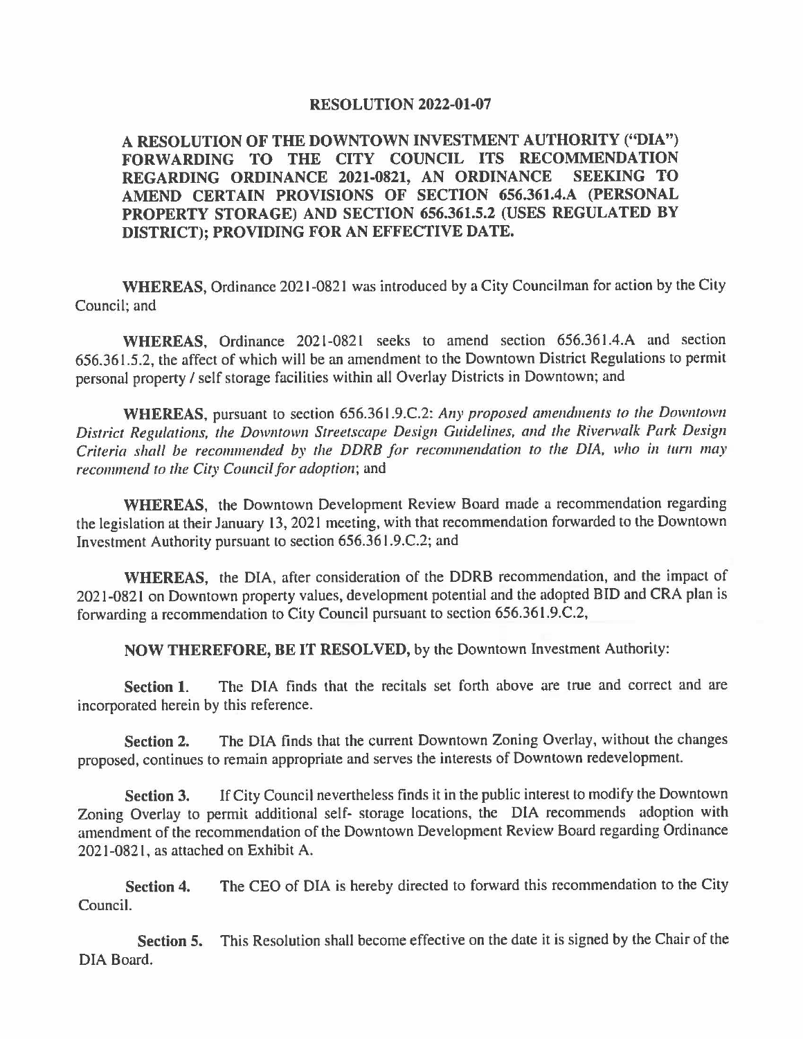# RESOLUTION 2022-01-07

**A RESOLUTION OF THE DOWNTOWN INVESTMENT AUTHORITY ("DIA") FORWARDING TO THE CITY COUNCIL ITS RECOMMENDATION REGARDING ORDINANCE 2021-0821, AN ORDINANCE SEEKING TO AMEND CERTAIN PROVISIONS OF SECTION 656.361.4.A (PERSONAL PROPERTY STORAGE) AND SECTION 656.361.5.2 (USES REGULATED BY DISTRICT); PROVIDING FOR AN EFFECTIVE DATE.**

**WHEREAS,** Ordinance 2021-0821 was introduced by a City Councilman for action by the City Council; and

**WHEREAS,** Ordinance 2021-0821 seeks to amend section 656.361.4.A and section 656.361.5.2, the affect of which will be an amendment to the Downtown District Regulations to permit personal property / self storage facilities within all Overlay Districts in Downtown; and

**WHEREAS,** pursuant to section 656.361.9.C.2: *Any proposed amendments to the Downtown District Regulations, the Downtown Streetscape Design Guidelines, and the Riverwalk Park Design Criteria shall be recommended by the DDRB for recommendation to the DIA, who in turn may recommend to the City Council for adoption*; and

**WHEREAS,** the Downtown Development Review Board made a recommendation regarding the legislation at their January 13, 2021 meeting, with that recommendation forwarded to the Downtown Investment Authority pursuant to section 656.361.9.C.2; and

**WHEREAS,** the DIA, after consideration of the DDRB recommendation, and the impact of 2021-0821 on Downtown property values, development potential and the adopted BID and CRA plan is forwarding a recommendation to City Council pursuant to section 656.361.9.C.2,

**NOW THEREFORE, BE IT RESOLVED,** by the Downtown Investment Authority:

**Section 1.** The DIA finds that the recitals set forth above are true and correct and are incorporated herein by this reference.

**Section 2.** The DIA finds that the current Downtown Zoning Overlay, without the changes proposed, continues to remain appropriate and serves the interests of Downtown redevelopment.

**Section 3.** If City Council nevertheless finds it in the public interest to modify the Downtown Zoning Overlay to permit additional self- storage locations, the DIA recommends adoption with amendment of the recommendation of the Downtown Development Review Board regarding Ordinance 2021-0821, as attached on Exhibit A.

**Section 4.** The CEO of DIA is hereby directed to forward this recommendation to the City Council.

**Section 5.** This Resolution shall become effective on the date it is signed by the Chair of the DIA Board.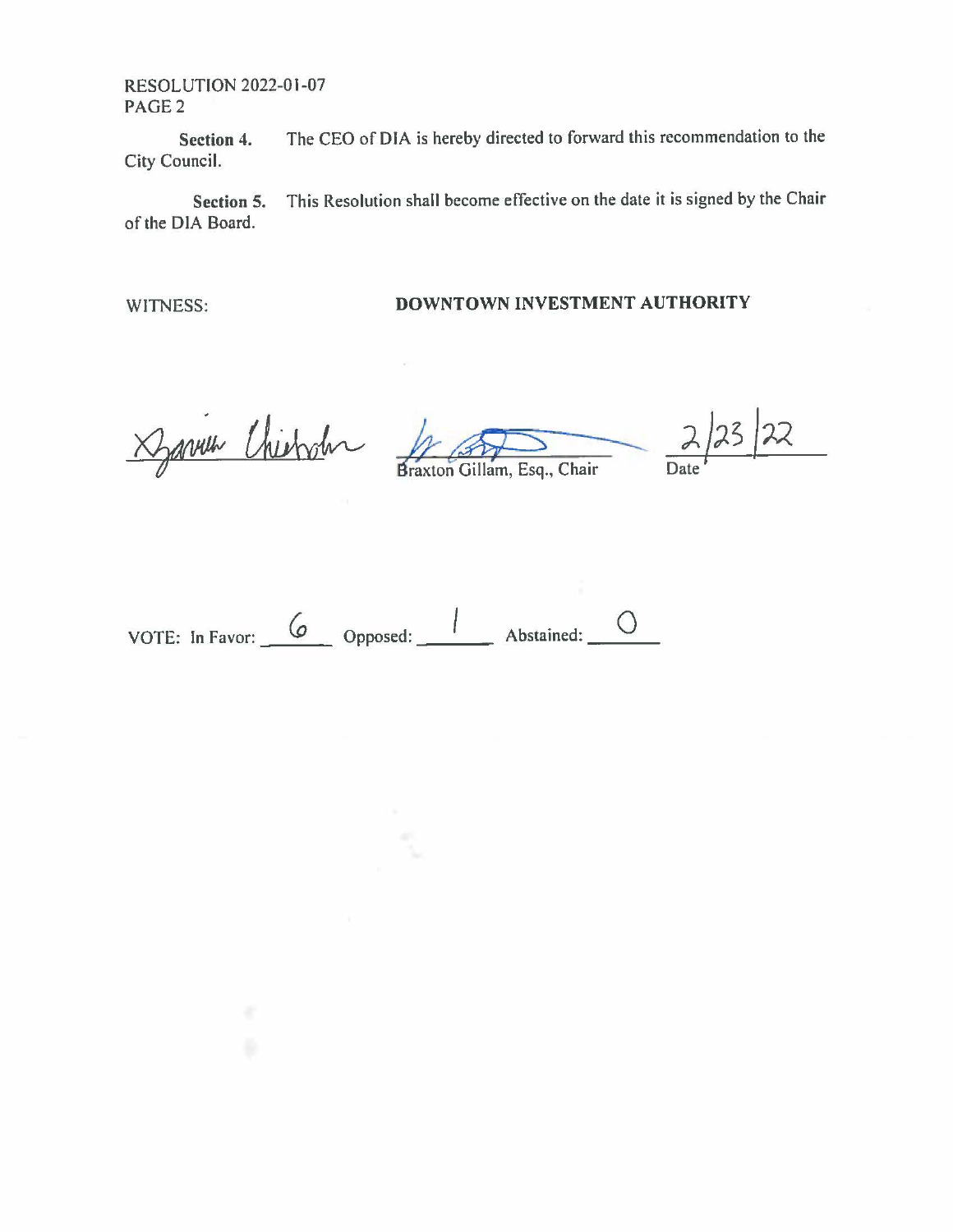RESOLUTION 2022-01-07
PAGE 2

**Section 4.** The CEO of DIA is hereby directed to forward this recommendation to the City Council.

**Section 5.** This Resolution shall become effective on the date it is signed by the Chair of the DIA Board.

WITNESS: **DOWNTOWN INVESTMENT AUTHORITY**

_______________________ _______________________ 2/23/22
Braxton Gillam, Esq., Chair Date

VOTE: In Favor: 6 Opposed: 1 Abstained: 0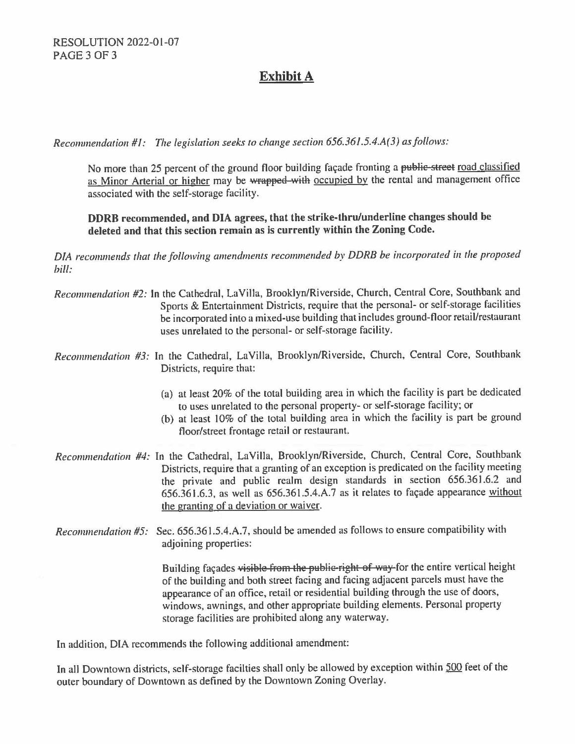# Exhibit A

*Recommendation #1: The legislation seeks to change section 656.361.5.4.A(3) as follows:*

> No more than 25 percent of the ground floor building façade fronting a ~~public street~~ <u>road classified as Minor Arterial or higher</u> may be ~~wrapped with~~ <u>occupied by</u> the rental and management office associated with the self-storage facility.
>
> **DDRB recommended, and DIA agrees, that the strike-thru/underline changes should be deleted and that this section remain as is currently within the Zoning Code.**

*DIA recommends that the following amendments recommended by DDRB be incorporated in the proposed bill:*

*Recommendation #2:* In the Cathedral, LaVilla, Brooklyn/Riverside, Church, Central Core, Southbank and Sports & Entertainment Districts, require that the personal- or self-storage facilities be incorporated into a mixed-use building that includes ground-floor retail/restaurant uses unrelated to the personal- or self-storage facility.

*Recommendation #3:* In the Cathedral, LaVilla, Brooklyn/Riverside, Church, Central Core, Southbank Districts, require that:

(a) at least 20% of the total building area in which the facility is part be dedicated to uses unrelated to the personal property- or self-storage facility; or
(b) at least 10% of the total building area in which the facility is part be ground floor/street frontage retail or restaurant.

*Recommendation #4:* In the Cathedral, LaVilla, Brooklyn/Riverside, Church, Central Core, Southbank Districts, require that a granting of an exception is predicated on the facility meeting the private and public realm design standards in section 656.361.6.2 and 656.361.6.3, as well as 656.361.5.4.A.7 as it relates to façade appearance <u>without the granting of a deviation or waiver</u>.

*Recommendation #5:* Sec. 656.361.5.4.A.7, should be amended as follows to ensure compatibility with adjoining properties:

> Building façades ~~visible from the public right of way~~ for the entire vertical height of the building and both street facing and facing adjacent parcels must have the appearance of an office, retail or residential building through the use of doors, windows, awnings, and other appropriate building elements. Personal property storage facilities are prohibited along any waterway.

In addition, DIA recommends the following additional amendment:

In all Downtown districts, self-storage facilties shall only be allowed by exception within <u>500</u> feet of the outer boundary of Downtown as defined by the Downtown Zoning Overlay.